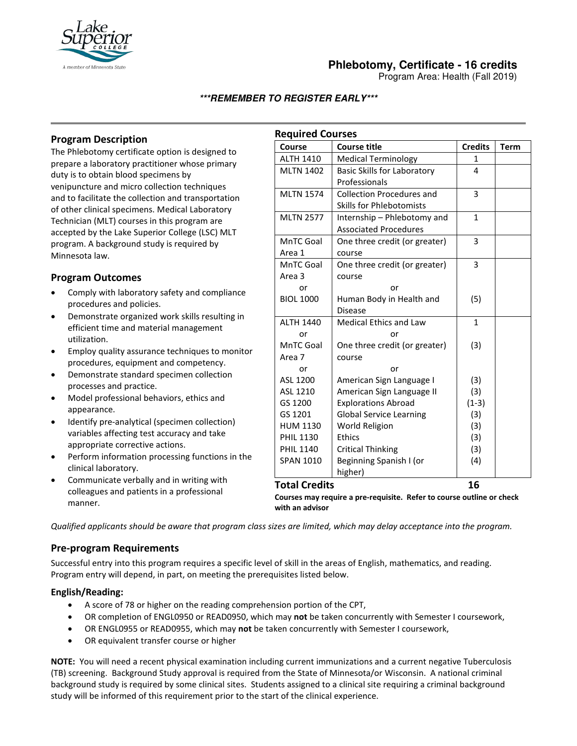# Phlebotomy, Certificate - 16 credits

Program Area: Health (Fall 2019)

***REMEMBER TO REGISTER EARLY***

## Program Description

The Phlebotomy certificate option is designed to prepare a laboratory practitioner whose primary duty is to obtain blood specimens by venipuncture and micro collection techniques and to facilitate the collection and transportation of other clinical specimens. Medical Laboratory Technician (MLT) courses in this program are accepted by the Lake Superior College (LSC) MLT program. A background study is required by Minnesota law.

## Program Outcomes

- Comply with laboratory safety and compliance procedures and policies.
- Demonstrate organized work skills resulting in efficient time and material management utilization.
- Employ quality assurance techniques to monitor procedures, equipment and competency.
- Demonstrate standard specimen collection processes and practice.
- Model professional behaviors, ethics and appearance.
- Identify pre-analytical (specimen collection) variables affecting test accuracy and take appropriate corrective actions.
- Perform information processing functions in the clinical laboratory.
- Communicate verbally and in writing with colleagues and patients in a professional manner.

## Required Courses

| Course | Course title | Credits | Term |
|---|---|---|---|
| ALTH 1410 | Medical Terminology | 1 | |
| MLTN 1402 | Basic Skills for Laboratory Professionals | 4 | |
| MLTN 1574 | Collection Procedures and Skills for Phlebotomists | 3 | |
| MLTN 2577 | Internship – Phlebotomy and Associated Procedures | 1 | |
| MnTC Goal Area 1 | One three credit (or greater) course | 3 | |
| MnTC Goal Area 3<br>or<br>BIOL 1000 | One three credit (or greater) course<br>or<br>Human Body in Health and Disease | 3<br><br>(5) | |
| ALTH 1440<br>or<br>MnTC Goal Area 7<br>or<br>ASL 1200<br>ASL 1210<br>GS 1200<br>GS 1201<br>HUM 1130<br>PHIL 1130<br>PHIL 1140<br>SPAN 1010 | Medical Ethics and Law<br>or<br>One three credit (or greater) course<br>or<br>American Sign Language I<br>American Sign Language II<br>Explorations Abroad<br>Global Service Learning<br>World Religion<br>Ethics<br>Critical Thinking<br>Beginning Spanish I (or higher) | 1<br><br>(3)<br><br>(3)<br>(3)<br>(1-3)<br>(3)<br>(3)<br>(3)<br>(3)<br>(4) | |
| **Total Credits** | | **16** | |

**Courses may require a pre-requisite. Refer to course outline or check with an advisor**

*Qualified applicants should be aware that program class sizes are limited, which may delay acceptance into the program.*

## Pre-program Requirements

Successful entry into this program requires a specific level of skill in the areas of English, mathematics, and reading. Program entry will depend, in part, on meeting the prerequisites listed below.

### English/Reading:

- A score of 78 or higher on the reading comprehension portion of the CPT,
- OR completion of ENGL0950 or READ0950, which may **not** be taken concurrently with Semester I coursework,
- OR ENGL0955 or READ0955, which may **not** be taken concurrently with Semester I coursework,
- OR equivalent transfer course or higher

**NOTE:** You will need a recent physical examination including current immunizations and a current negative Tuberculosis (TB) screening. Background Study approval is required from the State of Minnesota/or Wisconsin. A national criminal background study is required by some clinical sites. Students assigned to a clinical site requiring a criminal background study will be informed of this requirement prior to the start of the clinical experience.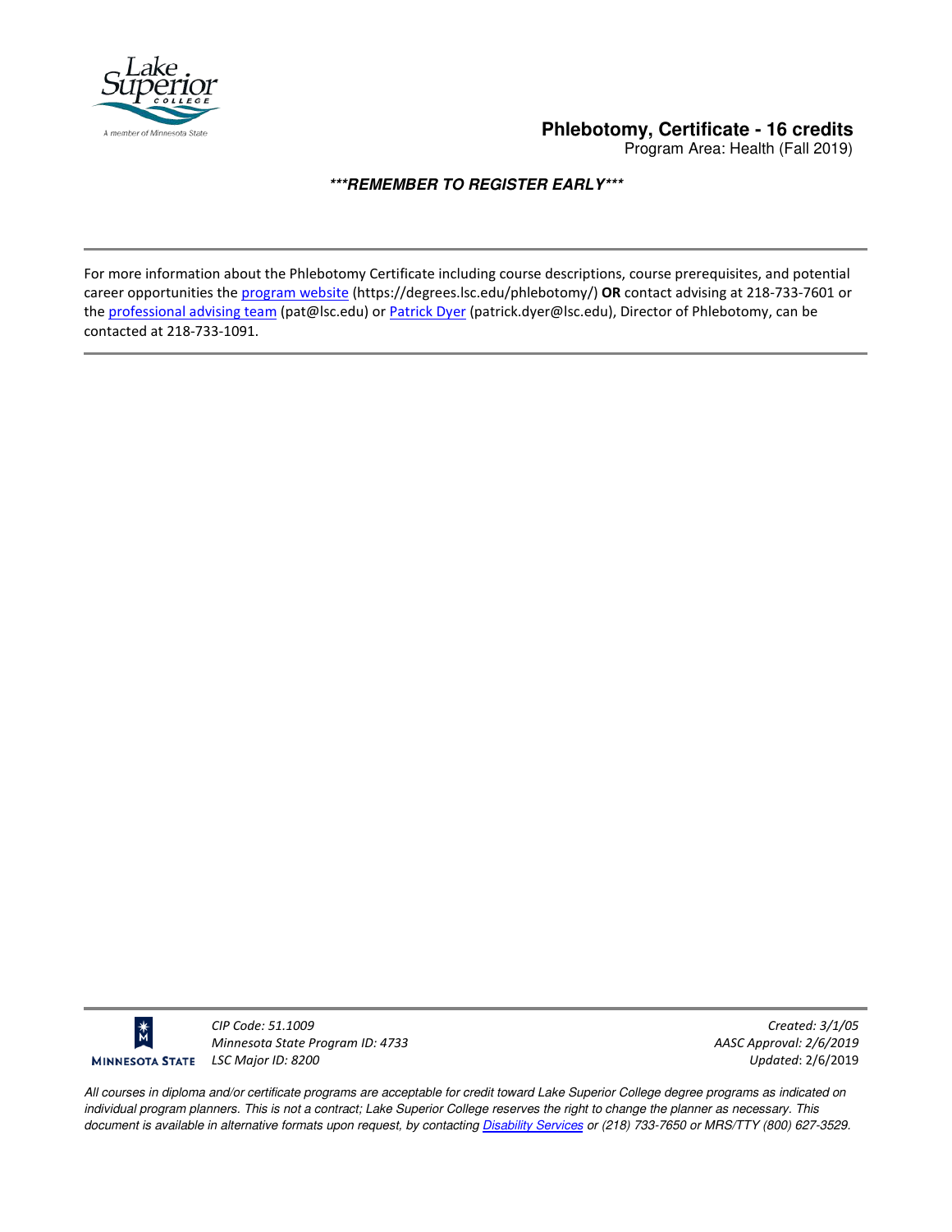## Phlebotomy, Certificate - 16 credits

Program Area: Health (Fall 2019)

***REMEMBER TO REGISTER EARLY***

---

For more information about the Phlebotomy Certificate including course descriptions, course prerequisites, and potential career opportunities the [program website](https://degrees.lsc.edu/phlebotomy/) (https://degrees.lsc.edu/phlebotomy/) **OR** contact advising at 218-733-7601 or the [professional advising team](mailto:pat@lsc.edu) (pat@lsc.edu) or [Patrick Dyer](mailto:patrick.dyer@lsc.edu) (patrick.dyer@lsc.edu), Director of Phlebotomy, can be contacted at 218-733-1091.

---

*CIP Code: 51.1009*
*Minnesota State Program ID: 4733*
*LSC Major ID: 8200*

*Created: 3/1/05*
*AASC Approval: 2/6/2019*
*Updated: 2/6/2019*

*All courses in diploma and/or certificate programs are acceptable for credit toward Lake Superior College degree programs as indicated on individual program planners. This is not a contract; Lake Superior College reserves the right to change the planner as necessary. This document is available in alternative formats upon request, by contacting [Disability Services](#) or (218) 733-7650 or MRS/TTY (800) 627-3529.*